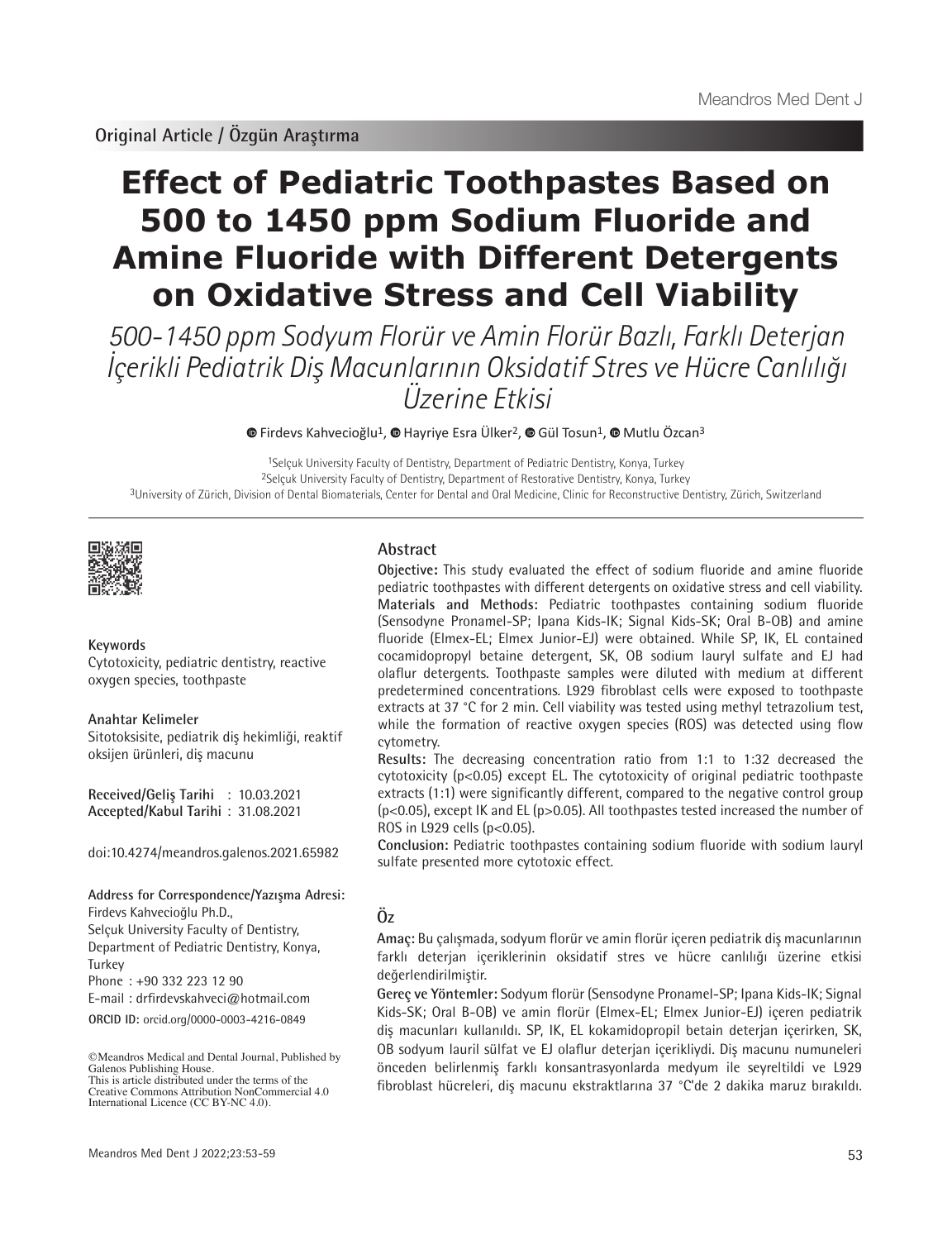Original Article / Özgün Araştırma

# Effect of Pediatric Toothpastes Based on 500 to 1450 ppm Sodium Fluoride and Amine Fluoride with Different Detergents on Oxidative Stress and Cell Viability

*500-1450 ppm Sodyum Florür ve Amin Florür Bazlı, Farklı Deterjan İçerikli Pediatrik Diş Macunlarının Oksidatif Stres ve Hücre Canlılığı Üzerine Etkisi*

Firdevs Kahvecioğlu[1], Hayriye Esra Ülker[2], Gül Tosun[1], Mutlu Özcan[3]

[1]Selçuk University Faculty of Dentistry, Department of Pediatric Dentistry, Konya, Turkey
[2]Selçuk University Faculty of Dentistry, Department of Restorative Dentistry, Konya, Turkey
[3]University of Zürich, Division of Dental Biomaterials, Center for Dental and Oral Medicine, Clinic for Reconstructive Dentistry, Zürich, Switzerland

**Keywords**
Cytotoxicity, pediatric dentistry, reactive oxygen species, toothpaste

**Anahtar Kelimeler**
Sitotoksisite, pediatrik diş hekimliği, reaktif oksijen ürünleri, diş macunu

**Received/Geliş Tarihi** : 10.03.2021
**Accepted/Kabul Tarihi** : 31.08.2021

doi:10.4274/meandros.galenos.2021.65982

**Address for Correspondence/Yazışma Adresi:**
Firdevs Kahvecioğlu Ph.D.,
Selçuk University Faculty of Dentistry, Department of Pediatric Dentistry, Konya, Turkey
Phone : +90 332 223 12 90
E-mail : drfirdevskahveci@hotmail.com
**ORCID ID:** orcid.org/0000-0003-4216-0849

©Meandros Medical and Dental Journal, Published by Galenos Publishing House.
This is article distributed under the terms of the Creative Commons Attribution NonCommercial 4.0 International Licence (CC BY-NC 4.0).

## Abstract

**Objective:** This study evaluated the effect of sodium fluoride and amine fluoride pediatric toothpastes with different detergents on oxidative stress and cell viability.

**Materials and Methods:** Pediatric toothpastes containing sodium fluoride (Sensodyne Pronamel-SP; Ipana Kids-IK; Signal Kids-SK; Oral B-OB) and amine fluoride (Elmex-EL; Elmex Junior-EJ) were obtained. While SP, IK, EL contained cocamidopropyl betaine detergent, SK, OB sodium lauryl sulfate and EJ had olaflur detergents. Toothpaste samples were diluted with medium at different predetermined concentrations. L929 fibroblast cells were exposed to toothpaste extracts at 37 °C for 2 min. Cell viability was tested using methyl tetrazolium test, while the formation of reactive oxygen species (ROS) was detected using flow cytometry.

**Results:** The decreasing concentration ratio from 1:1 to 1:32 decreased the cytotoxicity ($p<0.05$) except EL. The cytotoxicity of original pediatric toothpaste extracts (1:1) were significantly different, compared to the negative control group ($p<0.05$), except IK and EL ($p>0.05$). All toothpastes tested increased the number of ROS in L929 cells ($p<0.05$).

**Conclusion:** Pediatric toothpastes containing sodium fluoride with sodium lauryl sulfate presented more cytotoxic effect.

## Öz

**Amaç:** Bu çalışmada, sodyum florür ve amin florür içeren pediatrik diş macunlarının farklı deterjan içeriklerinin oksidatif stres ve hücre canlılığı üzerine etkisi değerlendirilmiştir.

**Gereç ve Yöntemler:** Sodyum florür (Sensodyne Pronamel-SP; Ipana Kids-IK; Signal Kids-SK; Oral B-OB) ve amin florür (Elmex-EL; Elmex Junior-EJ) içeren pediatrik diş macunları kullanıldı. SP, IK, EL kokamidopropil betain deterjan içerirken, SK, OB sodyum lauril sülfat ve EJ olaflur deterjan içerikliydi. Diş macunu numuneleri önceden belirlenmiş farklı konsantrasyonlarda medyum ile seyreltildi ve L929 fibroblast hücreleri, diş macunu ekstraktlarına 37 °C'de 2 dakika maruz bırakıldı.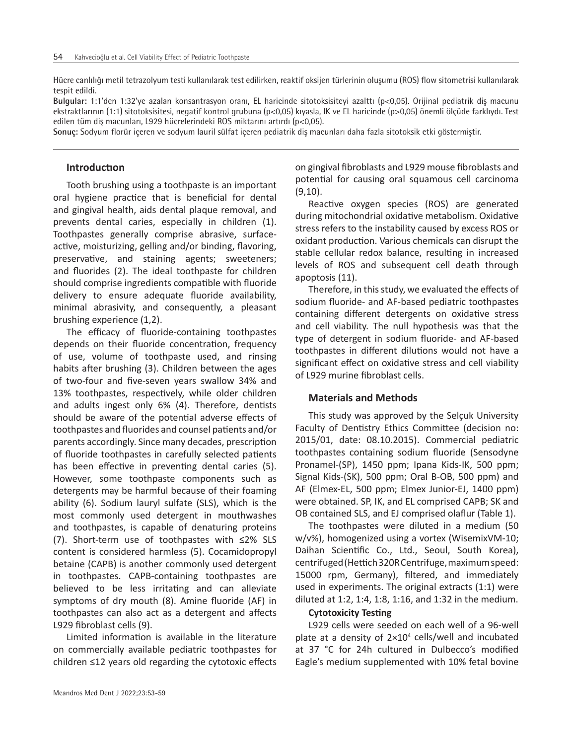Hücre canlılığı metil tetrazolyum testi kullanılarak test edilirken, reaktif oksijen türlerinin oluşumu (ROS) flow sitometrisi kullanılarak tespit edildi.

**Bulgular:** 1:1'den 1:32'ye azalan konsantrasyon oranı, EL haricinde sitotoksisiteyi azalttı ($p<0,05$). Orijinal pediatrik diş macunu ekstraktlarının (1:1) sitotoksisitesi, negatif kontrol grubuna ($p<0,05$) kıyasla, IK ve EL haricinde ($p>0,05$) önemli ölçüde farklıydı. Test edilen tüm diş macunları, L929 hücrelerindeki ROS miktarını artırdı ($p<0,05$).

**Sonuç:** Sodyum florür içeren ve sodyum lauril sülfat içeren pediatrik diş macunları daha fazla sitotoksik etki göstermiştir.

## Introduction

Tooth brushing using a toothpaste is an important oral hygiene practice that is beneficial for dental and gingival health, aids dental plaque removal, and prevents dental caries, especially in children (1). Toothpastes generally comprise abrasive, surface-active, moisturizing, gelling and/or binding, flavoring, preservative, and staining agents; sweeteners; and fluorides (2). The ideal toothpaste for children should comprise ingredients compatible with fluoride delivery to ensure adequate fluoride availability, minimal abrasivity, and consequently, a pleasant brushing experience (1,2).

The efficacy of fluoride-containing toothpastes depends on their fluoride concentration, frequency of use, volume of toothpaste used, and rinsing habits after brushing (3). Children between the ages of two-four and five-seven years swallow 34% and 13% toothpastes, respectively, while older children and adults ingest only 6% (4). Therefore, dentists should be aware of the potential adverse effects of toothpastes and fluorides and counsel patients and/or parents accordingly. Since many decades, prescription of fluoride toothpastes in carefully selected patients has been effective in preventing dental caries (5). However, some toothpaste components such as detergents may be harmful because of their foaming ability (6). Sodium lauryl sulfate (SLS), which is the most commonly used detergent in mouthwashes and toothpastes, is capable of denaturing proteins (7). Short-term use of toothpastes with ≤2% SLS content is considered harmless (5). Cocamidopropyl betaine (CAPB) is another commonly used detergent in toothpastes. CAPB-containing toothpastes are believed to be less irritating and can alleviate symptoms of dry mouth (8). Amine fluoride (AF) in toothpastes can also act as a detergent and affects L929 fibroblast cells (9).

Limited information is available in the literature on commercially available pediatric toothpastes for children ≤12 years old regarding the cytotoxic effects on gingival fibroblasts and L929 mouse fibroblasts and potential for causing oral squamous cell carcinoma (9,10).

Reactive oxygen species (ROS) are generated during mitochondrial oxidative metabolism. Oxidative stress refers to the instability caused by excess ROS or oxidant production. Various chemicals can disrupt the stable cellular redox balance, resulting in increased levels of ROS and subsequent cell death through apoptosis (11).

Therefore, in this study, we evaluated the effects of sodium fluoride- and AF-based pediatric toothpastes containing different detergents on oxidative stress and cell viability. The null hypothesis was that the type of detergent in sodium fluoride- and AF-based toothpastes in different dilutions would not have a significant effect on oxidative stress and cell viability of L929 murine fibroblast cells.

## Materials and Methods

This study was approved by the Selçuk University Faculty of Dentistry Ethics Committee (decision no: 2015/01, date: 08.10.2015). Commercial pediatric toothpastes containing sodium fluoride (Sensodyne Pronamel-(SP), 1450 ppm; Ipana Kids-IK, 500 ppm; Signal Kids-(SK), 500 ppm; Oral B-OB, 500 ppm) and AF (Elmex-EL, 500 ppm; Elmex Junior-EJ, 1400 ppm) were obtained. SP, IK, and EL comprised CAPB; SK and OB contained SLS, and EJ comprised olaflur (Table 1).

The toothpastes were diluted in a medium (50 w/v%), homogenized using a vortex (WisemixVM-10; Daihan Scientific Co., Ltd., Seoul, South Korea), centrifuged (Hettich 320R Centrifuge, maximum speed: 15000 rpm, Germany), filtered, and immediately used in experiments. The original extracts (1:1) were diluted at 1:2, 1:4, 1:8, 1:16, and 1:32 in the medium.

### Cytotoxicity Testing

L929 cells were seeded on each well of a 96-well plate at a density of $2\times10^4$ cells/well and incubated at 37 °C for 24h cultured in Dulbecco's modified Eagle's medium supplemented with 10% fetal bovine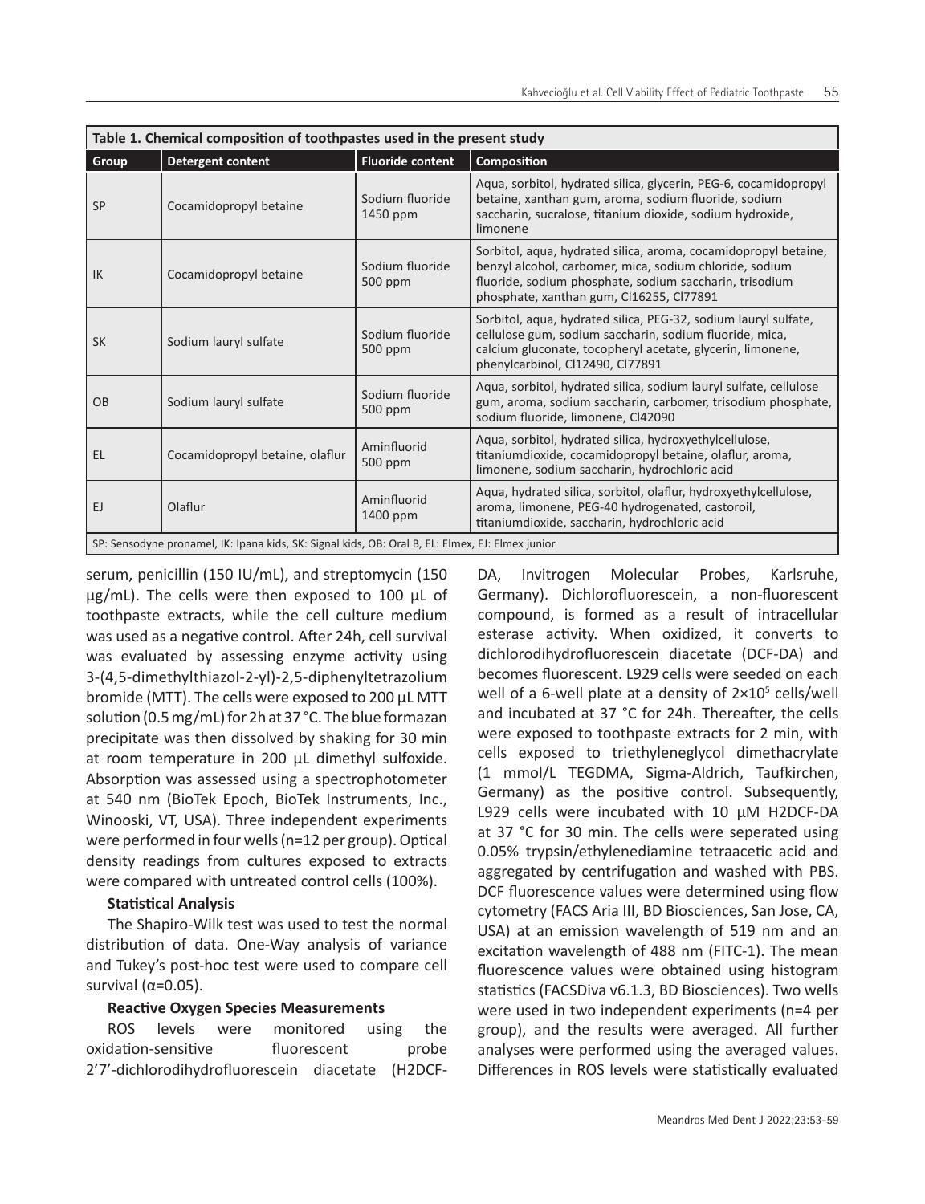**Table 1. Chemical composition of toothpastes used in the present study**

| Group | Detergent content | Fluoride content | Composition |
|---|---|---|---|
| SP | Cocamidopropyl betaine | Sodium fluoride 1450 ppm | Aqua, sorbitol, hydrated silica, glycerin, PEG-6, cocamidopropyl betaine, xanthan gum, aroma, sodium fluoride, sodium saccharin, sucralose, titanium dioxide, sodium hydroxide, limonene |
| IK | Cocamidopropyl betaine | Sodium fluoride 500 ppm | Sorbitol, aqua, hydrated silica, aroma, cocamidopropyl betaine, benzyl alcohol, carbomer, mica, sodium chloride, sodium fluoride, sodium phosphate, sodium saccharin, trisodium phosphate, xanthan gum, Cl16255, Cl77891 |
| SK | Sodium lauryl sulfate | Sodium fluoride 500 ppm | Sorbitol, aqua, hydrated silica, PEG-32, sodium lauryl sulfate, cellulose gum, sodium saccharin, sodium fluoride, mica, calcium gluconate, tocopheryl acetate, glycerin, limonene, phenylcarbinol, Cl12490, Cl77891 |
| OB | Sodium lauryl sulfate | Sodium fluoride 500 ppm | Aqua, sorbitol, hydrated silica, sodium lauryl sulfate, cellulose gum, aroma, sodium saccharin, carbomer, trisodium phosphate, sodium fluoride, limonene, Cl42090 |
| EL | Cocamidopropyl betaine, olaflur | Aminfluorid 500 ppm | Aqua, sorbitol, hydrated silica, hydroxyethylcellulose, titaniumdioxide, cocamidopropyl betaine, olaflur, aroma, limonene, sodium saccharin, hydrochloric acid |
| EJ | Olaflur | Aminfluorid 1400 ppm | Aqua, hydrated silica, sorbitol, olaflur, hydroxyethylcellulose, aroma, limonene, PEG-40 hydrogenated, castoroil, titaniumdioxide, saccharin, hydrochloric acid |

SP: Sensodyne pronamel, IK: Ipana kids, SK: Signal kids, OB: Oral B, EL: Elmex, EJ: Elmex junior

serum, penicillin (150 IU/mL), and streptomycin (150 µg/mL). The cells were then exposed to 100 µL of toothpaste extracts, while the cell culture medium was used as a negative control. After 24h, cell survival was evaluated by assessing enzyme activity using 3-(4,5-dimethylthiazol-2-yl)-2,5-diphenyltetrazolium bromide (MTT). The cells were exposed to 200 µL MTT solution (0.5 mg/mL) for 2h at 37 °C. The blue formazan precipitate was then dissolved by shaking for 30 min at room temperature in 200 µL dimethyl sulfoxide. Absorption was assessed using a spectrophotometer at 540 nm (BioTek Epoch, BioTek Instruments, Inc., Winooski, VT, USA). Three independent experiments were performed in four wells (n=12 per group). Optical density readings from cultures exposed to extracts were compared with untreated control cells (100%).

**Statistical Analysis**

The Shapiro-Wilk test was used to test the normal distribution of data. One-Way analysis of variance and Tukey's post-hoc test were used to compare cell survival ($\alpha$=0.05).

**Reactive Oxygen Species Measurements**

ROS levels were monitored using the oxidation-sensitive fluorescent probe 2'7'-dichlorodihydrofluorescein diacetate (H2DCF-DA, Invitrogen Molecular Probes, Karlsruhe, Germany). Dichlorofluorescein, a non-fluorescent compound, is formed as a result of intracellular esterase activity. When oxidized, it converts to dichlorodihydrofluorescein diacetate (DCF-DA) and becomes fluorescent. L929 cells were seeded on each well of a 6-well plate at a density of $2\times10^5$ cells/well and incubated at 37 °C for 24h. Thereafter, the cells were exposed to toothpaste extracts for 2 min, with cells exposed to triethyleneglycol dimethacrylate (1 mmol/L TEGDMA, Sigma-Aldrich, Taufkirchen, Germany) as the positive control. Subsequently, L929 cells were incubated with 10 µM H2DCF-DA at 37 °C for 30 min. The cells were seperated using 0.05% trypsin/ethylenediamine tetraacetic acid and aggregated by centrifugation and washed with PBS. DCF fluorescence values were determined using flow cytometry (FACS Aria III, BD Biosciences, San Jose, CA, USA) at an emission wavelength of 519 nm and an excitation wavelength of 488 nm (FITC-1). The mean fluorescence values were obtained using histogram statistics (FACSDiva v6.1.3, BD Biosciences). Two wells were used in two independent experiments (n=4 per group), and the results were averaged. All further analyses were performed using the averaged values. Differences in ROS levels were statistically evaluated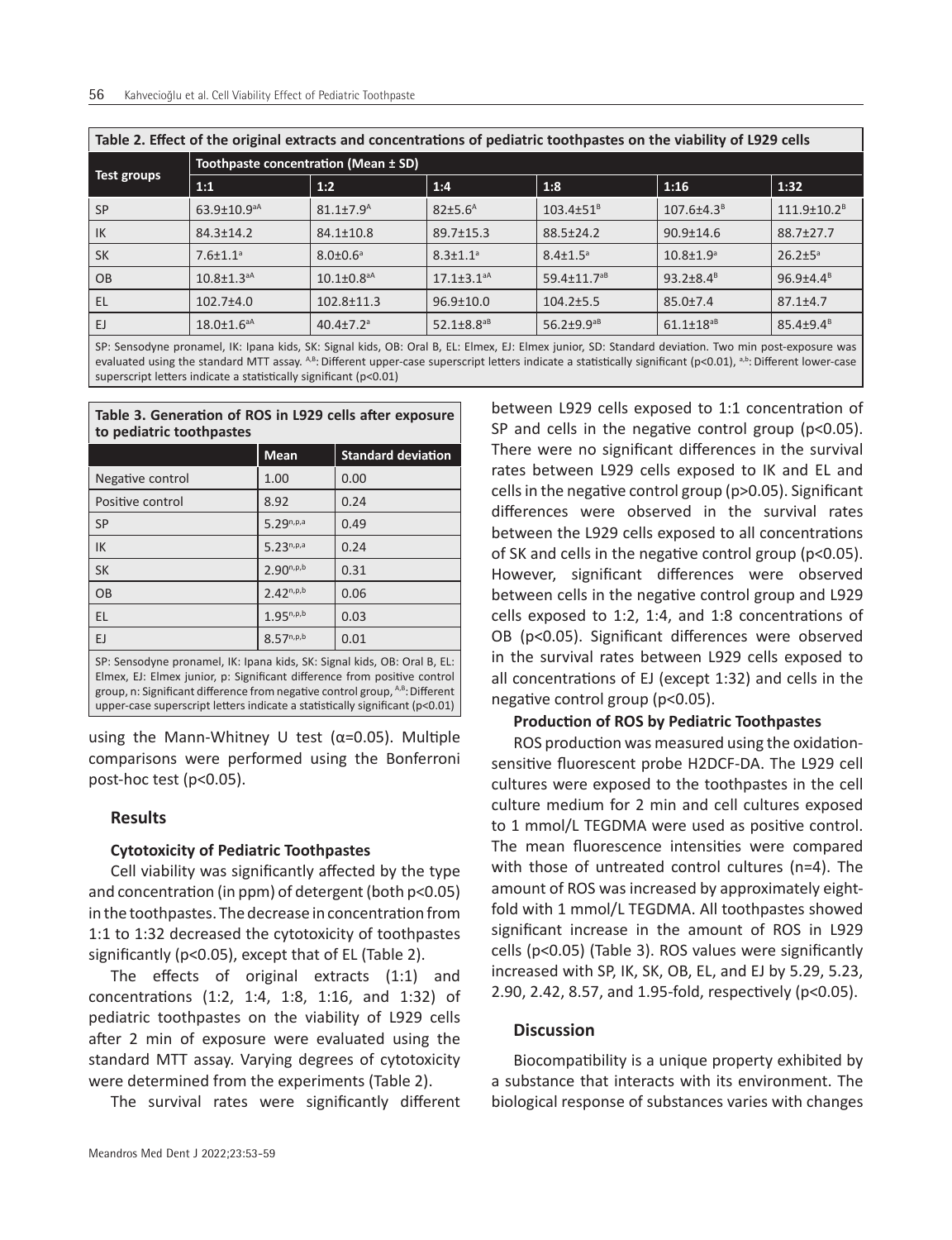**Table 2. Effect of the original extracts and concentrations of pediatric toothpastes on the viability of L929 cells**

| Test groups | Toothpaste concentration (Mean ± SD) | | | | | |
|---|---|---|---|---|---|---|
| | 1:1 | 1:2 | 1:4 | 1:8 | 1:16 | 1:32 |
| SP | 63.9±10.9[aA] | 81.1±7.9[A] | 82±5.6[A] | 103.4±51[B] | 107.6±4.3[B] | 111.9±10.2[B] |
| IK | 84.3±14.2 | 84.1±10.8 | 89.7±15.3 | 88.5±24.2 | 90.9±14.6 | 88.7±27.7 |
| SK | 7.6±1.1[a] | 8.0±0.6[a] | 8.3±1.1[a] | 8.4±1.5[a] | 10.8±1.9[a] | 26.2±5[a] |
| OB | 10.8±1.3[aA] | 10.1±0.8[aA] | 17.1±3.1[aA] | 59.4±11.7[aB] | 93.2±8.4[B] | 96.9±4.4[B] |
| EL | 102.7±4.0 | 102.8±11.3 | 96.9±10.0 | 104.2±5.5 | 85.0±7.4 | 87.1±4.7 |
| EJ | 18.0±1.6[aA] | 40.4±7.2[a] | 52.1±8.8[aB] | 56.2±9.9[aB] | 61.1±18[aB] | 85.4±9.4[B] |

SP: Sensodyne pronamel, IK: Ipana kids, SK: Signal kids, OB: Oral B, EL: Elmex, EJ: Elmex junior, SD: Standard deviation. Two min post-exposure was evaluated using the standard MTT assay. [A,B]: Different upper-case superscript letters indicate a statistically significant (p<0.01), [a,b]: Different lower-case superscript letters indicate a statistically significant (p<0.01)

**Table 3. Generation of ROS in L929 cells after exposure to pediatric toothpastes**

| | Mean | Standard deviation |
|---|---|---|
| Negative control | 1.00 | 0.00 |
| Positive control | 8.92 | 0.24 |
| SP | 5.29[n,p,a] | 0.49 |
| IK | 5.23[n,p,a] | 0.24 |
| SK | 2.90[n,p,b] | 0.31 |
| OB | 2.42[n,p,b] | 0.06 |
| EL | 1.95[n,p,b] | 0.03 |
| EJ | 8.57[n,p,b] | 0.01 |

SP: Sensodyne pronamel, IK: Ipana kids, SK: Signal kids, OB: Oral B, EL: Elmex, EJ: Elmex junior, p: Significant difference from positive control group, n: Significant difference from negative control group, [A,B]: Different upper-case superscript letters indicate a statistically significant (p<0.01)

using the Mann-Whitney U test ($\alpha$=0.05). Multiple comparisons were performed using the Bonferroni post-hoc test ($p<0.05$).

## Results

### Cytotoxicity of Pediatric Toothpastes

Cell viability was significantly affected by the type and concentration (in ppm) of detergent (both $p<0.05$) in the toothpastes. The decrease in concentration from 1:1 to 1:32 decreased the cytotoxicity of toothpastes significantly ($p<0.05$), except that of EL (Table 2).

The effects of original extracts (1:1) and concentrations (1:2, 1:4, 1:8, 1:16, and 1:32) of pediatric toothpastes on the viability of L929 cells after 2 min of exposure were evaluated using the standard MTT assay. Varying degrees of cytotoxicity were determined from the experiments (Table 2).

The survival rates were significantly different between L929 cells exposed to 1:1 concentration of SP and cells in the negative control group ($p<0.05$). There were no significant differences in the survival rates between L929 cells exposed to IK and EL and cells in the negative control group ($p>0.05$). Significant differences were observed in the survival rates between the L929 cells exposed to all concentrations of SK and cells in the negative control group ($p<0.05$). However, significant differences were observed between cells in the negative control group and L929 cells exposed to 1:2, 1:4, and 1:8 concentrations of OB ($p<0.05$). Significant differences were observed in the survival rates between L929 cells exposed to all concentrations of EJ (except 1:32) and cells in the negative control group ($p<0.05$).

### Production of ROS by Pediatric Toothpastes

ROS production was measured using the oxidation-sensitive fluorescent probe H2DCF-DA. The L929 cell cultures were exposed to the toothpastes in the cell culture medium for 2 min and cell cultures exposed to 1 mmol/L TEGDMA were used as positive control. The mean fluorescence intensities were compared with those of untreated control cultures (n=4). The amount of ROS was increased by approximately eight-fold with 1 mmol/L TEGDMA. All toothpastes showed significant increase in the amount of ROS in L929 cells ($p<0.05$) (Table 3). ROS values were significantly increased with SP, IK, SK, OB, EL, and EJ by 5.29, 5.23, 2.90, 2.42, 8.57, and 1.95-fold, respectively ($p<0.05$).

## Discussion

Biocompatibility is a unique property exhibited by a substance that interacts with its environment. The biological response of substances varies with changes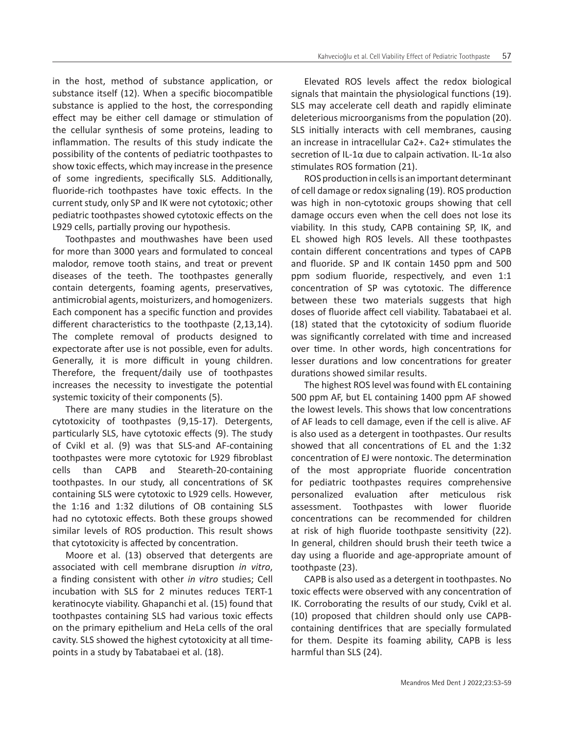in the host, method of substance application, or substance itself (12). When a specific biocompatible substance is applied to the host, the corresponding effect may be either cell damage or stimulation of the cellular synthesis of some proteins, leading to inflammation. The results of this study indicate the possibility of the contents of pediatric toothpastes to show toxic effects, which may increase in the presence of some ingredients, specifically SLS. Additionally, fluoride-rich toothpastes have toxic effects. In the current study, only SP and IK were not cytotoxic; other pediatric toothpastes showed cytotoxic effects on the L929 cells, partially proving our hypothesis.

Toothpastes and mouthwashes have been used for more than 3000 years and formulated to conceal malodor, remove tooth stains, and treat or prevent diseases of the teeth. The toothpastes generally contain detergents, foaming agents, preservatives, antimicrobial agents, moisturizers, and homogenizers. Each component has a specific function and provides different characteristics to the toothpaste (2,13,14). The complete removal of products designed to expectorate after use is not possible, even for adults. Generally, it is more difficult in young children. Therefore, the frequent/daily use of toothpastes increases the necessity to investigate the potential systemic toxicity of their components (5).

There are many studies in the literature on the cytotoxicity of toothpastes (9,15-17). Detergents, particularly SLS, have cytotoxic effects (9). The study of Cvikl et al. (9) was that SLS-and AF-containing toothpastes were more cytotoxic for L929 fibroblast cells than CAPB and Steareth-20-containing toothpastes. In our study, all concentrations of SK containing SLS were cytotoxic to L929 cells. However, the 1:16 and 1:32 dilutions of OB containing SLS had no cytotoxic effects. Both these groups showed similar levels of ROS production. This result shows that cytotoxicity is affected by concentration.

Moore et al. (13) observed that detergents are associated with cell membrane disruption *in vitro*, a finding consistent with other *in vitro* studies; Cell incubation with SLS for 2 minutes reduces TERT-1 keratinocyte viability. Ghapanchi et al. (15) found that toothpastes containing SLS had various toxic effects on the primary epithelium and HeLa cells of the oral cavity. SLS showed the highest cytotoxicity at all time-points in a study by Tabatabaei et al. (18).

Elevated ROS levels affect the redox biological signals that maintain the physiological functions (19). SLS may accelerate cell death and rapidly eliminate deleterious microorganisms from the population (20). SLS initially interacts with cell membranes, causing an increase in intracellular $Ca^{2+}$. $Ca^{2+}$ stimulates the secretion of IL-1α due to calpain activation. IL-1α also stimulates ROS formation (21).

ROS production in cells is an important determinant of cell damage or redox signaling (19). ROS production was high in non-cytotoxic groups showing that cell damage occurs even when the cell does not lose its viability. In this study, CAPB containing SP, IK, and EL showed high ROS levels. All these toothpastes contain different concentrations and types of CAPB and fluoride. SP and IK contain 1450 ppm and 500 ppm sodium fluoride, respectively, and even 1:1 concentration of SP was cytotoxic. The difference between these two materials suggests that high doses of fluoride affect cell viability. Tabatabaei et al. (18) stated that the cytotoxicity of sodium fluoride was significantly correlated with time and increased over time. In other words, high concentrations for lesser durations and low concentrations for greater durations showed similar results.

The highest ROS level was found with EL containing 500 ppm AF, but EL containing 1400 ppm AF showed the lowest levels. This shows that low concentrations of AF leads to cell damage, even if the cell is alive. AF is also used as a detergent in toothpastes. Our results showed that all concentrations of EL and the 1:32 concentration of EJ were nontoxic. The determination of the most appropriate fluoride concentration for pediatric toothpastes requires comprehensive personalized evaluation after meticulous risk assessment. Toothpastes with lower fluoride concentrations can be recommended for children at risk of high fluoride toothpaste sensitivity (22). In general, children should brush their teeth twice a day using a fluoride and age-appropriate amount of toothpaste (23).

CAPB is also used as a detergent in toothpastes. No toxic effects were observed with any concentration of IK. Corroborating the results of our study, Cvikl et al. (10) proposed that children should only use CAPB-containing dentifrices that are specially formulated for them. Despite its foaming ability, CAPB is less harmful than SLS (24).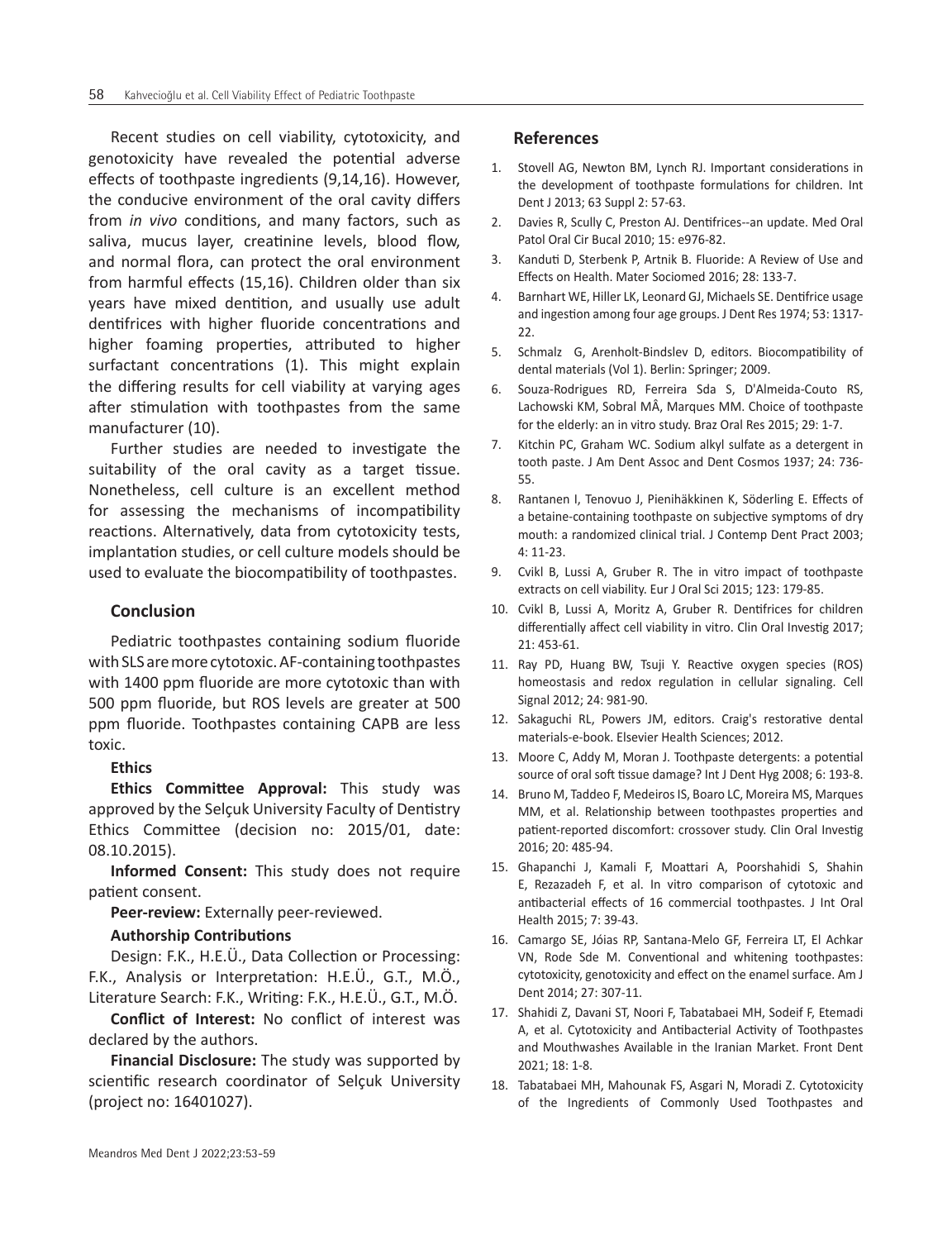Recent studies on cell viability, cytotoxicity, and genotoxicity have revealed the potential adverse effects of toothpaste ingredients (9,14,16). However, the conducive environment of the oral cavity differs from *in vivo* conditions, and many factors, such as saliva, mucus layer, creatinine levels, blood flow, and normal flora, can protect the oral environment from harmful effects (15,16). Children older than six years have mixed dentition, and usually use adult dentifrices with higher fluoride concentrations and higher foaming properties, attributed to higher surfactant concentrations (1). This might explain the differing results for cell viability at varying ages after stimulation with toothpastes from the same manufacturer (10).

Further studies are needed to investigate the suitability of the oral cavity as a target tissue. Nonetheless, cell culture is an excellent method for assessing the mechanisms of incompatibility reactions. Alternatively, data from cytotoxicity tests, implantation studies, or cell culture models should be used to evaluate the biocompatibility of toothpastes.

## Conclusion

Pediatric toothpastes containing sodium fluoride with SLS are more cytotoxic. AF-containing toothpastes with 1400 ppm fluoride are more cytotoxic than with 500 ppm fluoride, but ROS levels are greater at 500 ppm fluoride. Toothpastes containing CAPB are less toxic.

**Ethics**

**Ethics Committee Approval:** This study was approved by the Selçuk University Faculty of Dentistry Ethics Committee (decision no: 2015/01, date: 08.10.2015).

**Informed Consent:** This study does not require patient consent.

**Peer-review:** Externally peer-reviewed.

**Authorship Contributions**

Design: F.K., H.E.Ü., Data Collection or Processing: F.K., Analysis or Interpretation: H.E.Ü., G.T., M.Ö., Literature Search: F.K., Writing: F.K., H.E.Ü., G.T., M.Ö.

**Conflict of Interest:** No conflict of interest was declared by the authors.

**Financial Disclosure:** The study was supported by scientific research coordinator of Selçuk University (project no: 16401027).

## References

1. Stovell AG, Newton BM, Lynch RJ. Important considerations in the development of toothpaste formulations for children. Int Dent J 2013; 63 Suppl 2: 57-63.
2. Davies R, Scully C, Preston AJ. Dentifrices--an update. Med Oral Patol Oral Cir Bucal 2010; 15: e976-82.
3. Kanduti D, Sterbenk P, Artnik B. Fluoride: A Review of Use and Effects on Health. Mater Sociomed 2016; 28: 133-7.
4. Barnhart WE, Hiller LK, Leonard GJ, Michaels SE. Dentifrice usage and ingestion among four age groups. J Dent Res 1974; 53: 1317-22.
5. Schmalz G, Arenholt-Bindslev D, editors. Biocompatibility of dental materials (Vol 1). Berlin: Springer; 2009.
6. Souza-Rodrigues RD, Ferreira Sda S, D'Almeida-Couto RS, Lachowski KM, Sobral MÂ, Marques MM. Choice of toothpaste for the elderly: an in vitro study. Braz Oral Res 2015; 29: 1-7.
7. Kitchin PC, Graham WC. Sodium alkyl sulfate as a detergent in tooth paste. J Am Dent Assoc and Dent Cosmos 1937; 24: 736-55.
8. Rantanen I, Tenovuo J, Pienihäkkinen K, Söderling E. Effects of a betaine-containing toothpaste on subjective symptoms of dry mouth: a randomized clinical trial. J Contemp Dent Pract 2003; 4: 11-23.
9. Cvikl B, Lussi A, Gruber R. The in vitro impact of toothpaste extracts on cell viability. Eur J Oral Sci 2015; 123: 179-85.
10. Cvikl B, Lussi A, Moritz A, Gruber R. Dentifrices for children differentially affect cell viability in vitro. Clin Oral Investig 2017; 21: 453-61.
11. Ray PD, Huang BW, Tsuji Y. Reactive oxygen species (ROS) homeostasis and redox regulation in cellular signaling. Cell Signal 2012; 24: 981-90.
12. Sakaguchi RL, Powers JM, editors. Craig's restorative dental materials-e-book. Elsevier Health Sciences; 2012.
13. Moore C, Addy M, Moran J. Toothpaste detergents: a potential source of oral soft tissue damage? Int J Dent Hyg 2008; 6: 193-8.
14. Bruno M, Taddeo F, Medeiros IS, Boaro LC, Moreira MS, Marques MM, et al. Relationship between toothpastes properties and patient-reported discomfort: crossover study. Clin Oral Investig 2016; 20: 485-94.
15. Ghapanchi J, Kamali F, Moattari A, Poorshahidi S, Shahin E, Rezazadeh F, et al. In vitro comparison of cytotoxic and antibacterial effects of 16 commercial toothpastes. J Int Oral Health 2015; 7: 39-43.
16. Camargo SE, Jóias RP, Santana-Melo GF, Ferreira LT, El Achkar VN, Rode Sde M. Conventional and whitening toothpastes: cytotoxicity, genotoxicity and effect on the enamel surface. Am J Dent 2014; 27: 307-11.
17. Shahidi Z, Davani ST, Noori F, Tabatabaei MH, Sodeif F, Etemadi A, et al. Cytotoxicity and Antibacterial Activity of Toothpastes and Mouthwashes Available in the Iranian Market. Front Dent 2021; 18: 1-8.
18. Tabatabaei MH, Mahounak FS, Asgari N, Moradi Z. Cytotoxicity of the Ingredients of Commonly Used Toothpastes and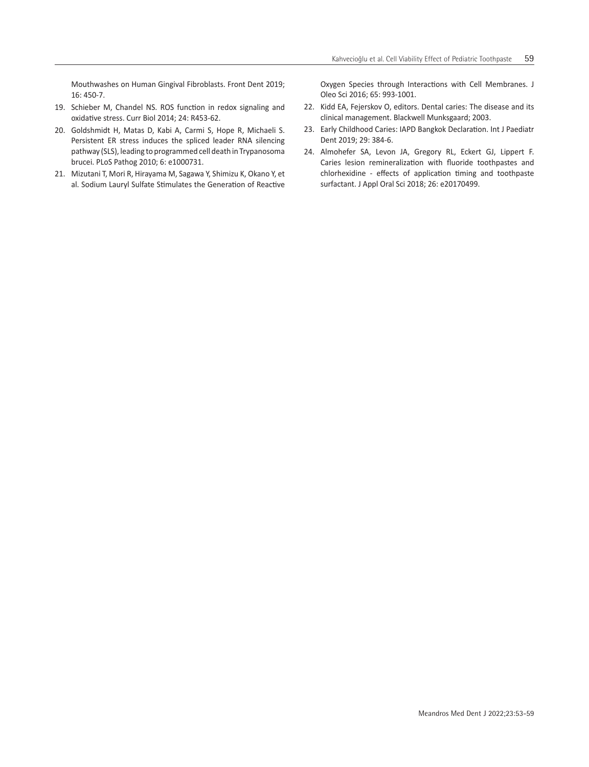Mouthwashes on Human Gingival Fibroblasts. Front Dent 2019; 16: 450-7.

19. Schieber M, Chandel NS. ROS function in redox signaling and oxidative stress. Curr Biol 2014; 24: R453-62.
20. Goldshmidt H, Matas D, Kabi A, Carmi S, Hope R, Michaeli S. Persistent ER stress induces the spliced leader RNA silencing pathway (SLS), leading to programmed cell death in Trypanosoma brucei. PLoS Pathog 2010; 6: e1000731.
21. Mizutani T, Mori R, Hirayama M, Sagawa Y, Shimizu K, Okano Y, et al. Sodium Lauryl Sulfate Stimulates the Generation of Reactive Oxygen Species through Interactions with Cell Membranes. J Oleo Sci 2016; 65: 993-1001.
22. Kidd EA, Fejerskov O, editors. Dental caries: The disease and its clinical management. Blackwell Munksgaard; 2003.
23. Early Childhood Caries: IAPD Bangkok Declaration. Int J Paediatr Dent 2019; 29: 384-6.
24. Almohefer SA, Levon JA, Gregory RL, Eckert GJ, Lippert F. Caries lesion remineralization with fluoride toothpastes and chlorhexidine - effects of application timing and toothpaste surfactant. J Appl Oral Sci 2018; 26: e20170499.